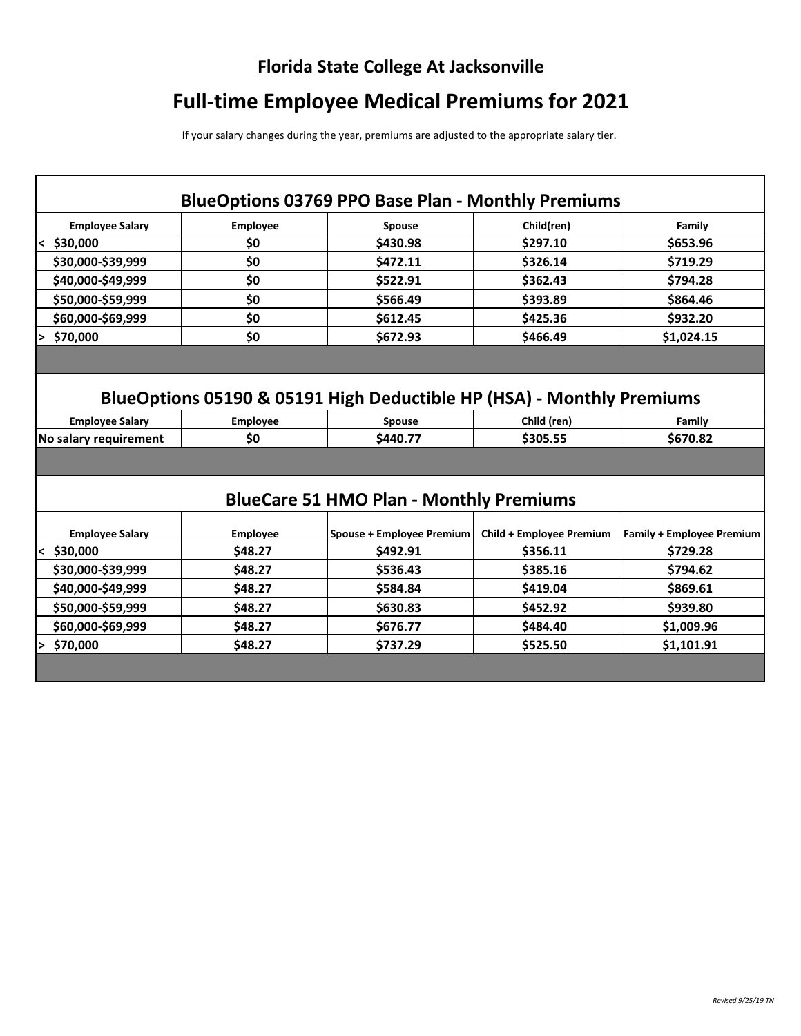## Florida State College At Jacksonville

# Full-time Employee Medical Premiums for 2021

If your salary changes during the year, premiums are adjusted to the appropriate salary tier.

### BlueOptions 03769 PPO Base Plan - Monthly Premiums

| Employee Salary | Employee | Spouse | Child(ren) | Family |
|---|---|---|---|---|
| < $30,000 | $0 | $430.98 | $297.10 | $653.96 |
| $30,000-$39,999 | $0 | $472.11 | $326.14 | $719.29 |
| $40,000-$49,999 | $0 | $522.91 | $362.43 | $794.28 |
| $50,000-$59,999 | $0 | $566.49 | $393.89 | $864.46 |
| $60,000-$69,999 | $0 | $612.45 | $425.36 | $932.20 |
| > $70,000 | $0 | $672.93 | $466.49 | $1,024.15 |

### BlueOptions 05190 & 05191 High Deductible HP (HSA) - Monthly Premiums

| Employee Salary | Employee | Spouse | Child (ren) | Family |
|---|---|---|---|---|
| No salary requirement | $0 | $440.77 | $305.55 | $670.82 |

### BlueCare 51 HMO Plan - Monthly Premiums

| Employee Salary | Employee | Spouse + Employee Premium | Child + Employee Premium | Family + Employee Premium |
|---|---|---|---|---|
| < $30,000 | $48.27 | $492.91 | $356.11 | $729.28 |
| $30,000-$39,999 | $48.27 | $536.43 | $385.16 | $794.62 |
| $40,000-$49,999 | $48.27 | $584.84 | $419.04 | $869.61 |
| $50,000-$59,999 | $48.27 | $630.83 | $452.92 | $939.80 |
| $60,000-$69,999 | $48.27 | $676.77 | $484.40 | $1,009.96 |
| > $70,000 | $48.27 | $737.29 | $525.50 | $1,101.91 |

*Revised 9/25/19 TN*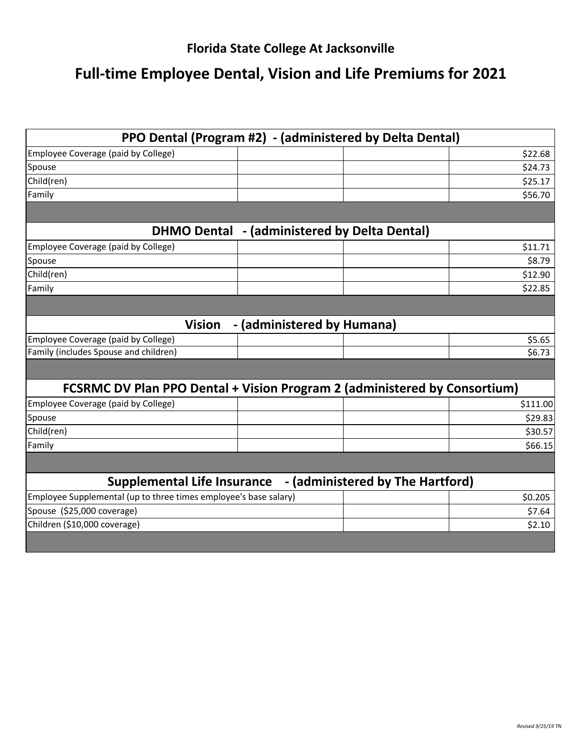### Florida State College At Jacksonville

## Full-time Employee Dental, Vision and Life Premiums for 2021

| PPO Dental (Program #2) - (administered by Delta Dental) | | | |
|---|---|---|---|
| Employee Coverage (paid by College) | | | $22.68 |
| Spouse | | | $24.73 |
| Child(ren) | | | $25.17 |
| Family | | | $56.70 |

| DHMO Dental - (administered by Delta Dental) | | | |
|---|---|---|---|
| Employee Coverage (paid by College) | | | $11.71 |
| Spouse | | | $8.79 |
| Child(ren) | | | $12.90 |
| Family | | | $22.85 |

| Vision - (administered by Humana) | | | |
|---|---|---|---|
| Employee Coverage (paid by College) | | | $5.65 |
| Family (includes Spouse and children) | | | $6.73 |

| FCSRMC DV Plan PPO Dental + Vision Program 2 (administered by Consortium) | | | |
|---|---|---|---|
| Employee Coverage (paid by College) | | | $111.00 |
| Spouse | | | $29.83 |
| Child(ren) | | | $30.57 |
| Family | | | $66.15 |

| Supplemental Life Insurance - (administered by The Hartford) | | |
|---|---|---|
| Employee Supplemental (up to three times employee's base salary) | | $0.205 |
| Spouse ($25,000 coverage) | | $7.64 |
| Children ($10,000 coverage) | | $2.10 |

*Revised 9/25/19 TN*